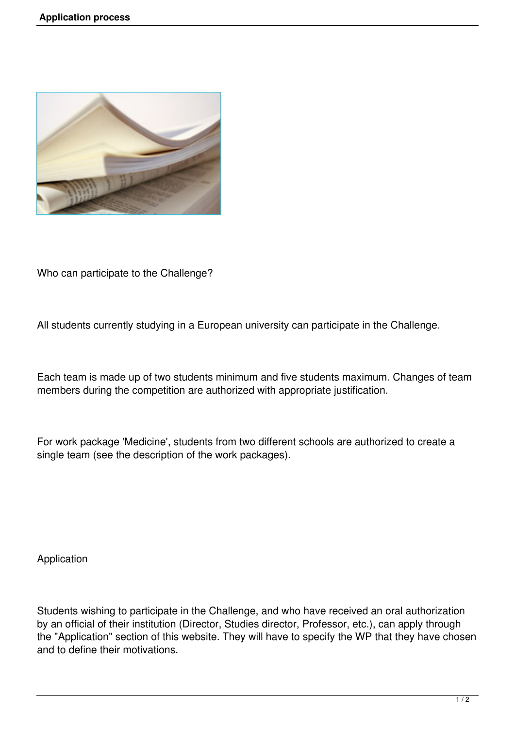# Application process

Who can participate to the Challenge?

All students currently studying in a European university can participate in the Challenge.

Each team is made up of two students minimum and five students maximum. Changes of team members during the competition are authorized with appropriate justification.

For work package 'Medicine', students from two different schools are authorized to create a single team (see the description of the work packages).

Application

Students wishing to participate in the Challenge, and who have received an oral authorization by an official of their institution (Director, Studies director, Professor, etc.), can apply through the "Application" section of this website. They will have to specify the WP that they have chosen and to define their motivations.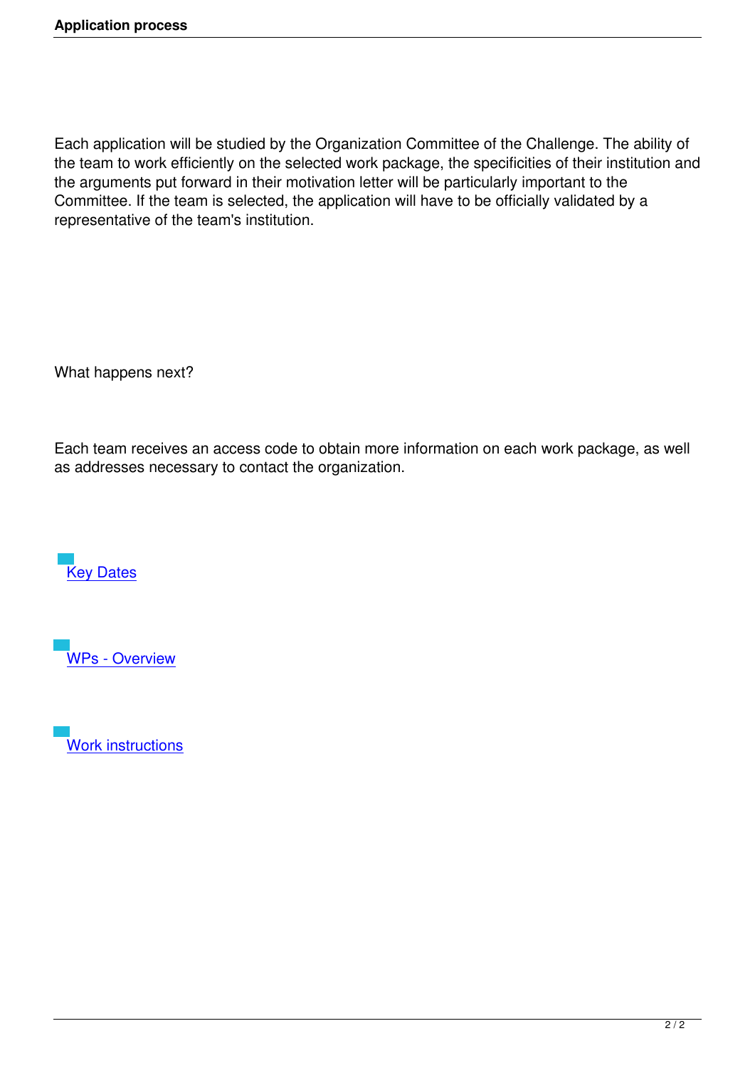Each application will be studied by the Organization Committee of the Challenge. The ability of the team to work efficiently on the selected work package, the specificities of their institution and the arguments put forward in their motivation letter will be particularly important to the Committee. If the team is selected, the application will have to be officially validated by a representative of the team's institution.

What happens next?

Each team receives an access code to obtain more information on each work package, as well as addresses necessary to contact the organization.

Key Dates

WPs - Overview

Work instructions